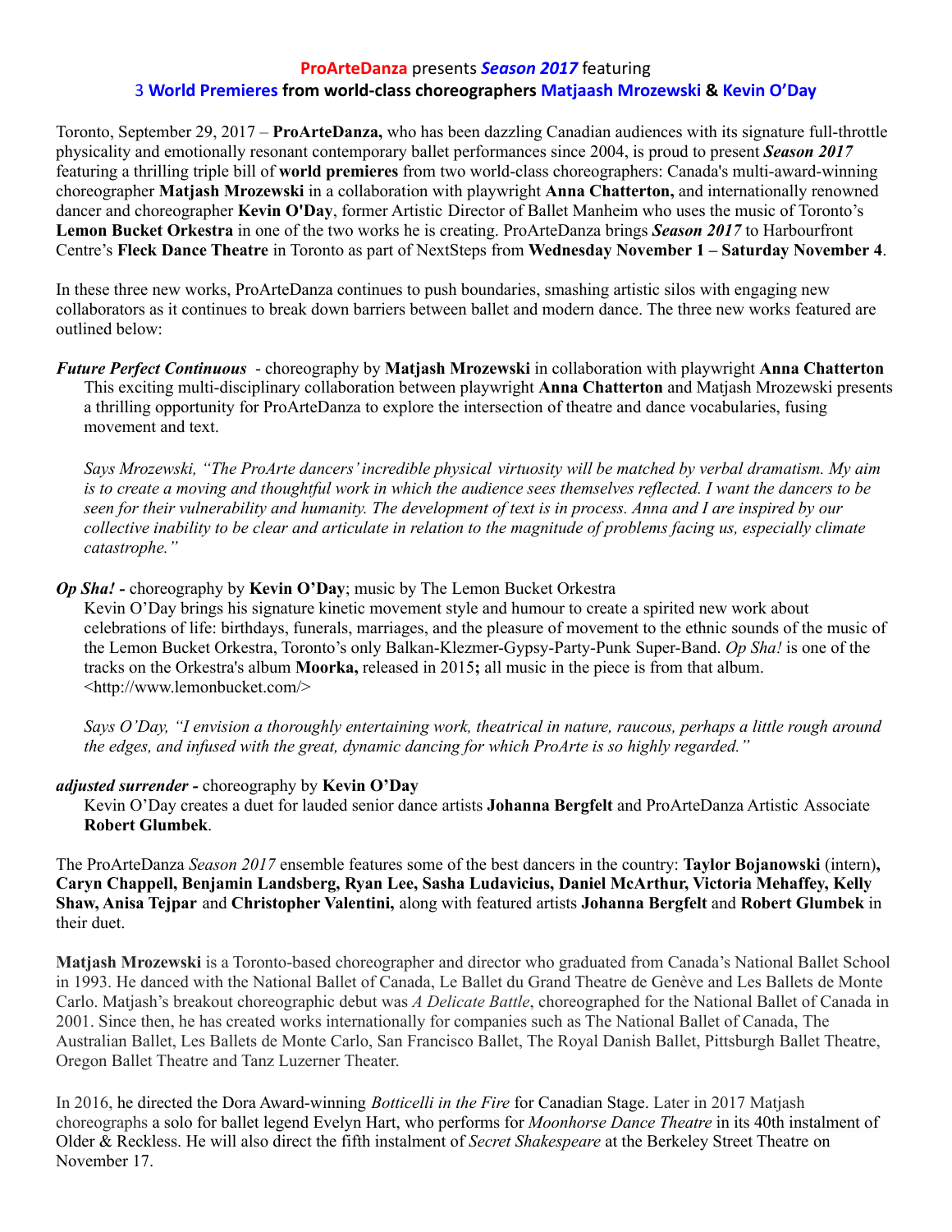## ProArteDanza presents *Season 2017* featuring
## 3 World Premieres from world-class choreographers Matjaash Mrozewski & Kevin O'Day

Toronto, September 29, 2017 – **ProArteDanza,** who has been dazzling Canadian audiences with its signature full-throttle physicality and emotionally resonant contemporary ballet performances since 2004, is proud to present ***Season 2017*** featuring a thrilling triple bill of **world premieres** from two world-class choreographers: Canada's multi-award-winning choreographer **Matjash Mrozewski** in a collaboration with playwright **Anna Chatterton,** and internationally renowned dancer and choreographer **Kevin O'Day**, former Artistic Director of Ballet Manheim who uses the music of Toronto's **Lemon Bucket Orkestra** in one of the two works he is creating. ProArteDanza brings ***Season 2017*** to Harbourfront Centre's **Fleck Dance Theatre** in Toronto as part of NextSteps from **Wednesday November 1 – Saturday November 4**.

In these three new works, ProArteDanza continues to push boundaries, smashing artistic silos with engaging new collaborators as it continues to break down barriers between ballet and modern dance. The three new works featured are outlined below:

***Future Perfect Continuous*** - choreography by **Matjash Mrozewski** in collaboration with playwright **Anna Chatterton**

This exciting multi-disciplinary collaboration between playwright **Anna Chatterton** and Matjash Mrozewski presents a thrilling opportunity for ProArteDanza to explore the intersection of theatre and dance vocabularies, fusing movement and text.

*Says Mrozewski, "The ProArte dancers' incredible physical virtuosity will be matched by verbal dramatism. My aim is to create a moving and thoughtful work in which the audience sees themselves reflected. I want the dancers to be seen for their vulnerability and humanity. The development of text is in process. Anna and I are inspired by our collective inability to be clear and articulate in relation to the magnitude of problems facing us, especially climate catastrophe."*

***Op Sha! -*** choreography by **Kevin O'Day**; music by The Lemon Bucket Orkestra

Kevin O'Day brings his signature kinetic movement style and humour to create a spirited new work about celebrations of life: birthdays, funerals, marriages, and the pleasure of movement to the ethnic sounds of the music of the Lemon Bucket Orkestra, Toronto's only Balkan-Klezmer-Gypsy-Party-Punk Super-Band. *Op Sha!* is one of the tracks on the Orkestra's album **Moorka,** released in 2015**;** all music in the piece is from that album. <http://www.lemonbucket.com/>

*Says O'Day, "I envision a thoroughly entertaining work, theatrical in nature, raucous, perhaps a little rough around the edges, and infused with the great, dynamic dancing for which ProArte is so highly regarded."*

***adjusted surrender -*** choreography by **Kevin O'Day**

Kevin O'Day creates a duet for lauded senior dance artists **Johanna Bergfelt** and ProArteDanza Artistic Associate **Robert Glumbek**.

The ProArteDanza *Season 2017* ensemble features some of the best dancers in the country: **Taylor Bojanowski** (intern)**, Caryn Chappell, Benjamin Landsberg, Ryan Lee, Sasha Ludavicius, Daniel McArthur, Victoria Mehaffey, Kelly Shaw, Anisa Tejpar** and **Christopher Valentini,** along with featured artists **Johanna Bergfelt** and **Robert Glumbek** in their duet.

**Matjash Mrozewski** is a Toronto-based choreographer and director who graduated from Canada's National Ballet School in 1993. He danced with the National Ballet of Canada, Le Ballet du Grand Theatre de Genève and Les Ballets de Monte Carlo. Matjash's breakout choreographic debut was *A Delicate Battle*, choreographed for the National Ballet of Canada in 2001. Since then, he has created works internationally for companies such as The National Ballet of Canada, The Australian Ballet, Les Ballets de Monte Carlo, San Francisco Ballet, The Royal Danish Ballet, Pittsburgh Ballet Theatre, Oregon Ballet Theatre and Tanz Luzerner Theater.

In 2016, he directed the Dora Award-winning *Botticelli in the Fire* for Canadian Stage. Later in 2017 Matjash choreographs a solo for ballet legend Evelyn Hart, who performs for *Moonhorse Dance Theatre* in its 40th instalment of Older & Reckless. He will also direct the fifth instalment of *Secret Shakespeare* at the Berkeley Street Theatre on November 17.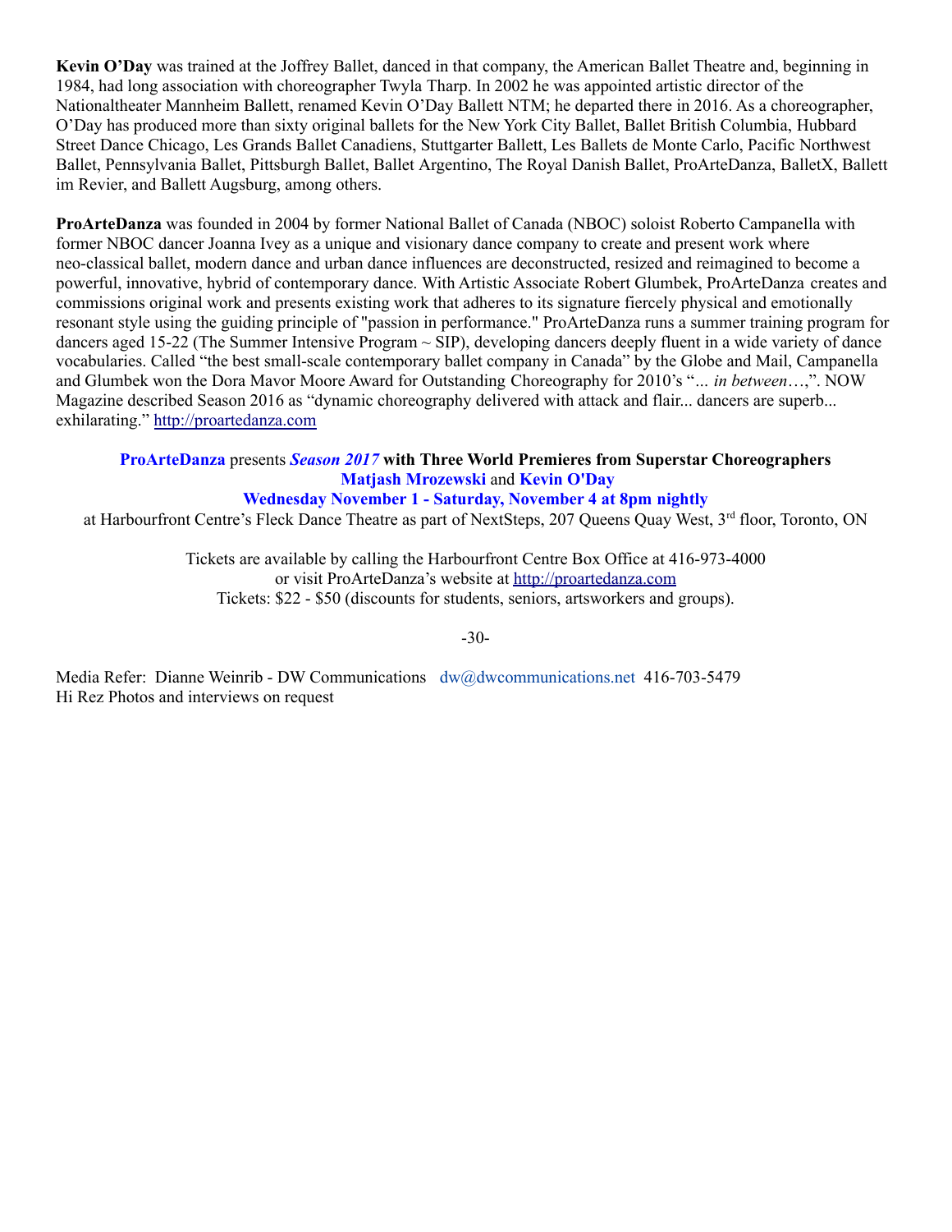**Kevin O'Day** was trained at the Joffrey Ballet, danced in that company, the American Ballet Theatre and, beginning in 1984, had long association with choreographer Twyla Tharp. In 2002 he was appointed artistic director of the Nationaltheater Mannheim Ballett, renamed Kevin O'Day Ballett NTM; he departed there in 2016. As a choreographer, O'Day has produced more than sixty original ballets for the New York City Ballet, Ballet British Columbia, Hubbard Street Dance Chicago, Les Grands Ballet Canadiens, Stuttgarter Ballett, Les Ballets de Monte Carlo, Pacific Northwest Ballet, Pennsylvania Ballet, Pittsburgh Ballet, Ballet Argentino, The Royal Danish Ballet, ProArteDanza, BalletX, Ballett im Revier, and Ballett Augsburg, among others.

**ProArteDanza** was founded in 2004 by former National Ballet of Canada (NBOC) soloist Roberto Campanella with former NBOC dancer Joanna Ivey as a unique and visionary dance company to create and present work where neo-classical ballet, modern dance and urban dance influences are deconstructed, resized and reimagined to become a powerful, innovative, hybrid of contemporary dance. With Artistic Associate Robert Glumbek, ProArteDanza creates and commissions original work and presents existing work that adheres to its signature fiercely physical and emotionally resonant style using the guiding principle of "passion in performance." ProArteDanza runs a summer training program for dancers aged 15-22 (The Summer Intensive Program ~ SIP), developing dancers deeply fluent in a wide variety of dance vocabularies. Called "the best small-scale contemporary ballet company in Canada" by the Globe and Mail, Campanella and Glumbek won the Dora Mavor Moore Award for Outstanding Choreography for 2010's "*... in between*…,". NOW Magazine described Season 2016 as "dynamic choreography delivered with attack and flair... dancers are superb... exhilarating." http://proartedanza.com

**ProArteDanza** presents ***Season 2017*** **with Three World Premieres from Superstar Choreographers Matjash Mrozewski** and **Kevin O'Day**
**Wednesday November 1 - Saturday, November 4 at 8pm nightly**
at Harbourfront Centre's Fleck Dance Theatre as part of NextSteps, 207 Queens Quay West, 3rd floor, Toronto, ON

Tickets are available by calling the Harbourfront Centre Box Office at 416-973-4000
or visit ProArteDanza's website at http://proartedanza.com
Tickets: $22 - $50 (discounts for students, seniors, artsworkers and groups).

-30-

Media Refer: Dianne Weinrib - DW Communications dw@dwcommunications.net 416-703-5479
Hi Rez Photos and interviews on request